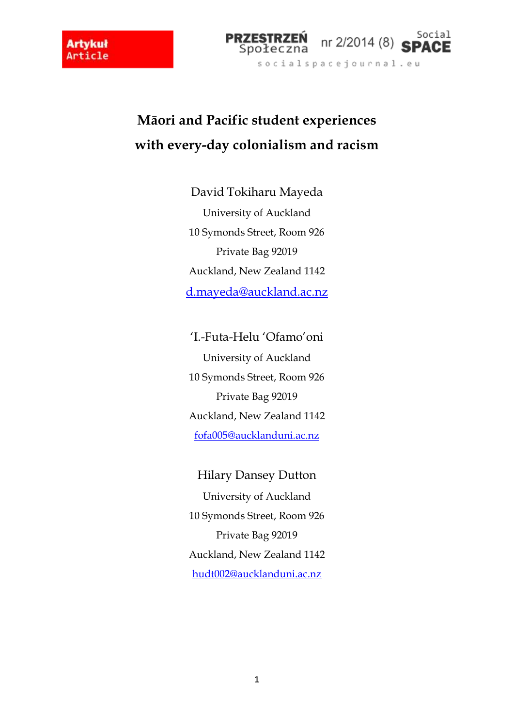# Māori and Pacific student experiences with every-day colonialism and racism

David Tokiharu Mayeda

University of Auckland

10 Symonds Street, Room 926

Private Bag 92019

Auckland, New Zealand 1142

d.mayeda@auckland.ac.nz

'I.-Futa-Helu 'Ofamo'oni

University of Auckland

10 Symonds Street, Room 926

Private Bag 92019

Auckland, New Zealand 1142

fofa005@aucklanduni.ac.nz

Hilary Dansey Dutton

University of Auckland

10 Symonds Street, Room 926

Private Bag 92019

Auckland, New Zealand 1142

hudt002@aucklanduni.ac.nz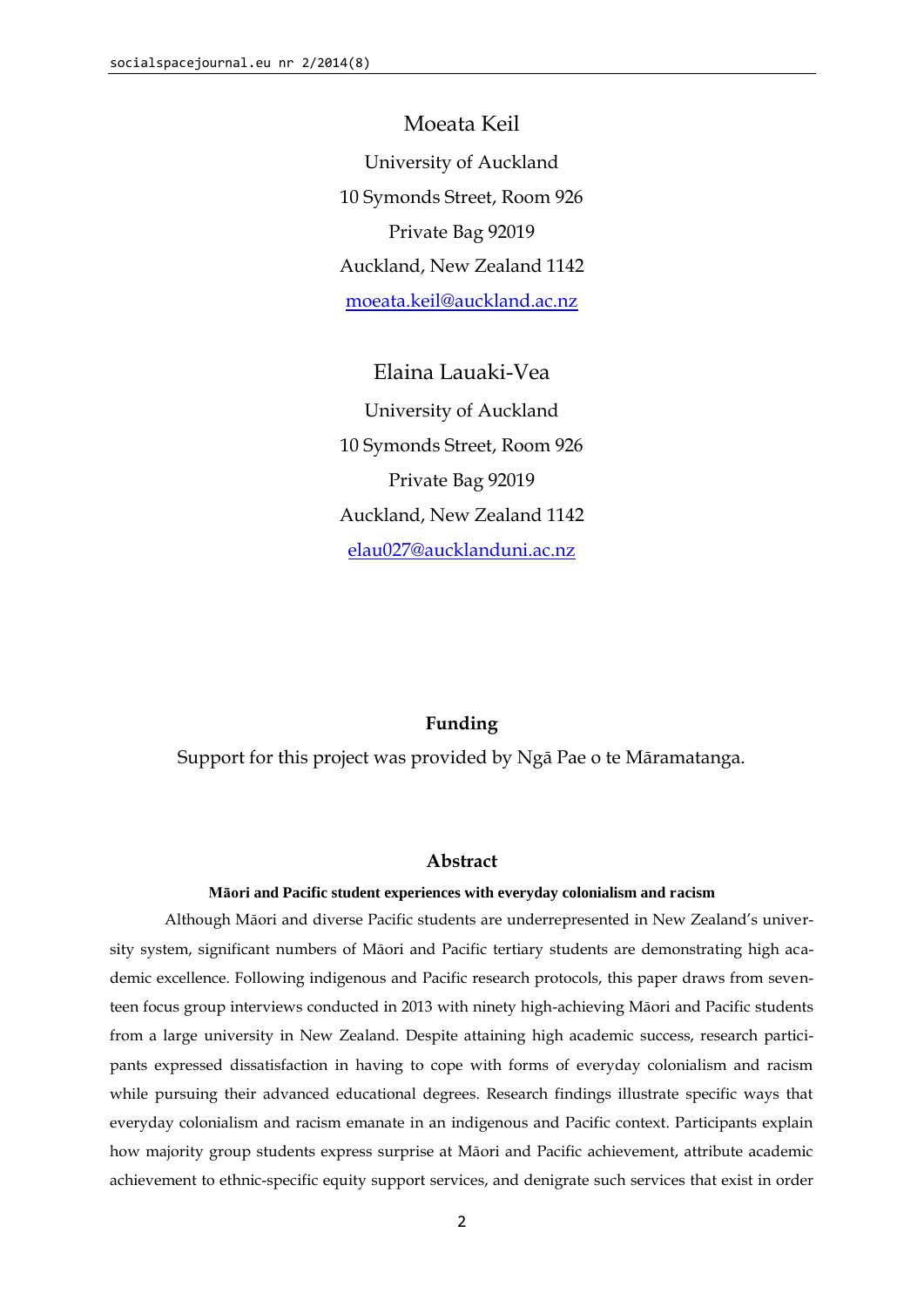Moeata Keil

University of Auckland

10 Symonds Street, Room 926

Private Bag 92019

Auckland, New Zealand 1142

moeata.keil@auckland.ac.nz

Elaina Lauaki-Vea

University of Auckland

10 Symonds Street, Room 926

Private Bag 92019

Auckland, New Zealand 1142

elau027@aucklanduni.ac.nz

**Funding**

Support for this project was provided by Ngā Pae o te Māramatanga.

**Abstract**

**Māori and Pacific student experiences with everyday colonialism and racism**

Although Māori and diverse Pacific students are underrepresented in New Zealand's university system, significant numbers of Māori and Pacific tertiary students are demonstrating high academic excellence. Following indigenous and Pacific research protocols, this paper draws from seventeen focus group interviews conducted in 2013 with ninety high-achieving Māori and Pacific students from a large university in New Zealand. Despite attaining high academic success, research participants expressed dissatisfaction in having to cope with forms of everyday colonialism and racism while pursuing their advanced educational degrees. Research findings illustrate specific ways that everyday colonialism and racism emanate in an indigenous and Pacific context. Participants explain how majority group students express surprise at Māori and Pacific achievement, attribute academic achievement to ethnic-specific equity support services, and denigrate such services that exist in order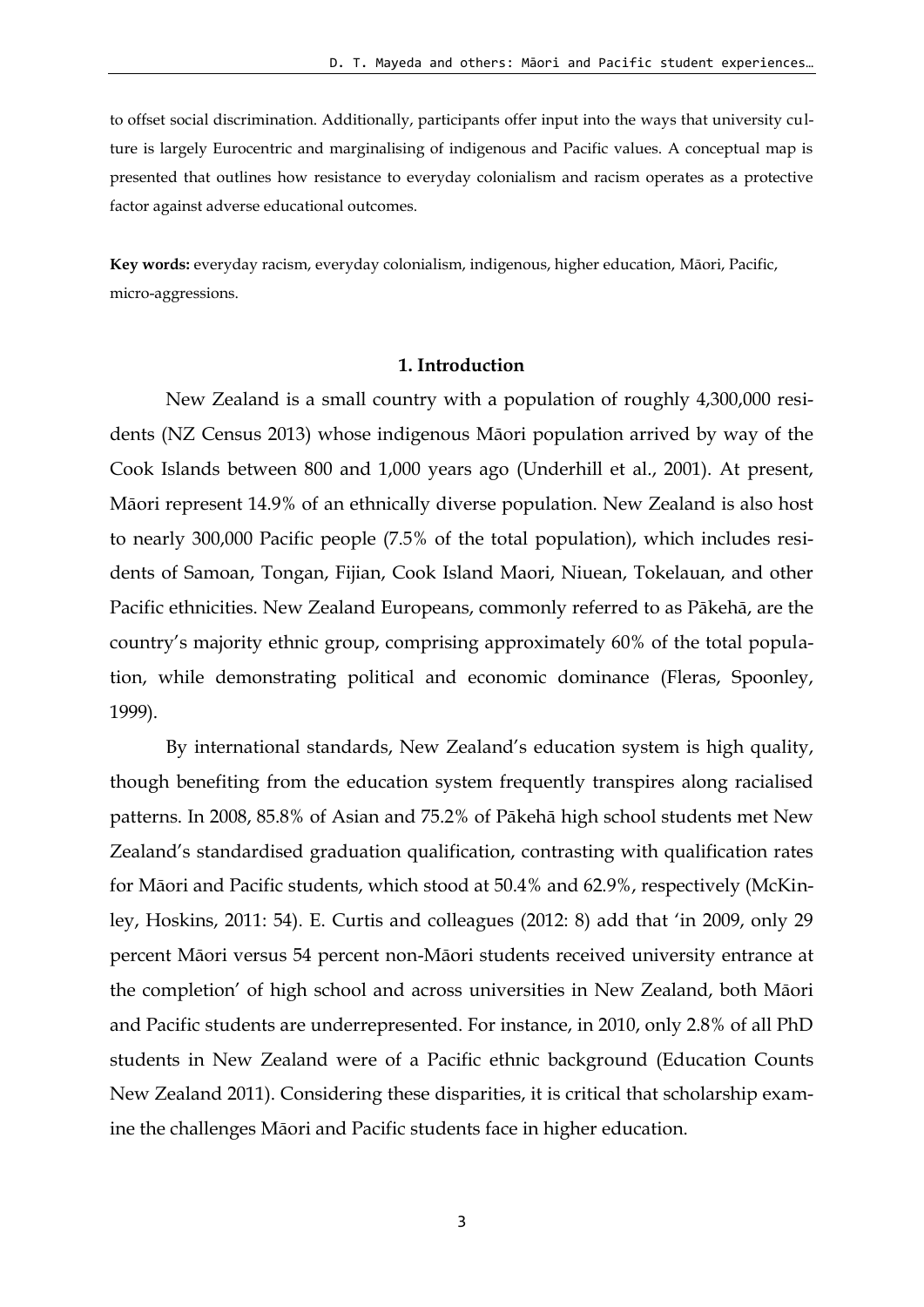to offset social discrimination. Additionally, participants offer input into the ways that university culture is largely Eurocentric and marginalising of indigenous and Pacific values. A conceptual map is presented that outlines how resistance to everyday colonialism and racism operates as a protective factor against adverse educational outcomes.

**Key words:** everyday racism, everyday colonialism, indigenous, higher education, Māori, Pacific, micro-aggressions.

## 1. Introduction

New Zealand is a small country with a population of roughly 4,300,000 residents (NZ Census 2013) whose indigenous Māori population arrived by way of the Cook Islands between 800 and 1,000 years ago (Underhill et al., 2001). At present, Māori represent 14.9% of an ethnically diverse population. New Zealand is also host to nearly 300,000 Pacific people (7.5% of the total population), which includes residents of Samoan, Tongan, Fijian, Cook Island Maori, Niuean, Tokelauan, and other Pacific ethnicities. New Zealand Europeans, commonly referred to as Pākehā, are the country's majority ethnic group, comprising approximately 60% of the total population, while demonstrating political and economic dominance (Fleras, Spoonley, 1999).

By international standards, New Zealand's education system is high quality, though benefiting from the education system frequently transpires along racialised patterns. In 2008, 85.8% of Asian and 75.2% of Pākehā high school students met New Zealand's standardised graduation qualification, contrasting with qualification rates for Māori and Pacific students, which stood at 50.4% and 62.9%, respectively (McKinley, Hoskins, 2011: 54). E. Curtis and colleagues (2012: 8) add that 'in 2009, only 29 percent Māori versus 54 percent non-Māori students received university entrance at the completion' of high school and across universities in New Zealand, both Māori and Pacific students are underrepresented. For instance, in 2010, only 2.8% of all PhD students in New Zealand were of a Pacific ethnic background (Education Counts New Zealand 2011). Considering these disparities, it is critical that scholarship examine the challenges Māori and Pacific students face in higher education.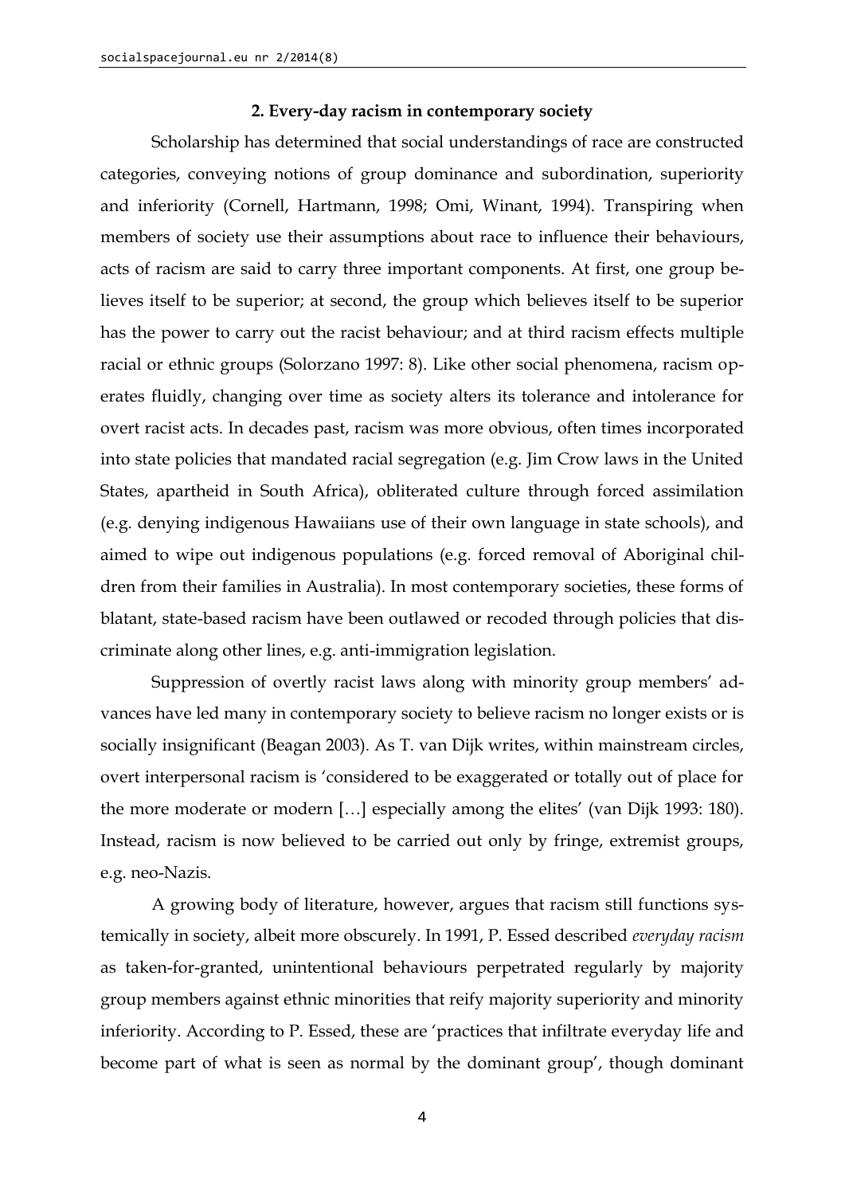## 2. Every-day racism in contemporary society

Scholarship has determined that social understandings of race are constructed categories, conveying notions of group dominance and subordination, superiority and inferiority (Cornell, Hartmann, 1998; Omi, Winant, 1994). Transpiring when members of society use their assumptions about race to influence their behaviours, acts of racism are said to carry three important components. At first, one group believes itself to be superior; at second, the group which believes itself to be superior has the power to carry out the racist behaviour; and at third racism effects multiple racial or ethnic groups (Solorzano 1997: 8). Like other social phenomena, racism operates fluidly, changing over time as society alters its tolerance and intolerance for overt racist acts. In decades past, racism was more obvious, often times incorporated into state policies that mandated racial segregation (e.g. Jim Crow laws in the United States, apartheid in South Africa), obliterated culture through forced assimilation (e.g. denying indigenous Hawaiians use of their own language in state schools), and aimed to wipe out indigenous populations (e.g. forced removal of Aboriginal children from their families in Australia). In most contemporary societies, these forms of blatant, state-based racism have been outlawed or recoded through policies that discriminate along other lines, e.g. anti-immigration legislation.

Suppression of overtly racist laws along with minority group members' advances have led many in contemporary society to believe racism no longer exists or is socially insignificant (Beagan 2003). As T. van Dijk writes, within mainstream circles, overt interpersonal racism is 'considered to be exaggerated or totally out of place for the more moderate or modern […] especially among the elites' (van Dijk 1993: 180). Instead, racism is now believed to be carried out only by fringe, extremist groups, e.g. neo-Nazis.

A growing body of literature, however, argues that racism still functions systemically in society, albeit more obscurely. In 1991, P. Essed described *everyday racism* as taken-for-granted, unintentional behaviours perpetrated regularly by majority group members against ethnic minorities that reify majority superiority and minority inferiority. According to P. Essed, these are 'practices that infiltrate everyday life and become part of what is seen as normal by the dominant group', though dominant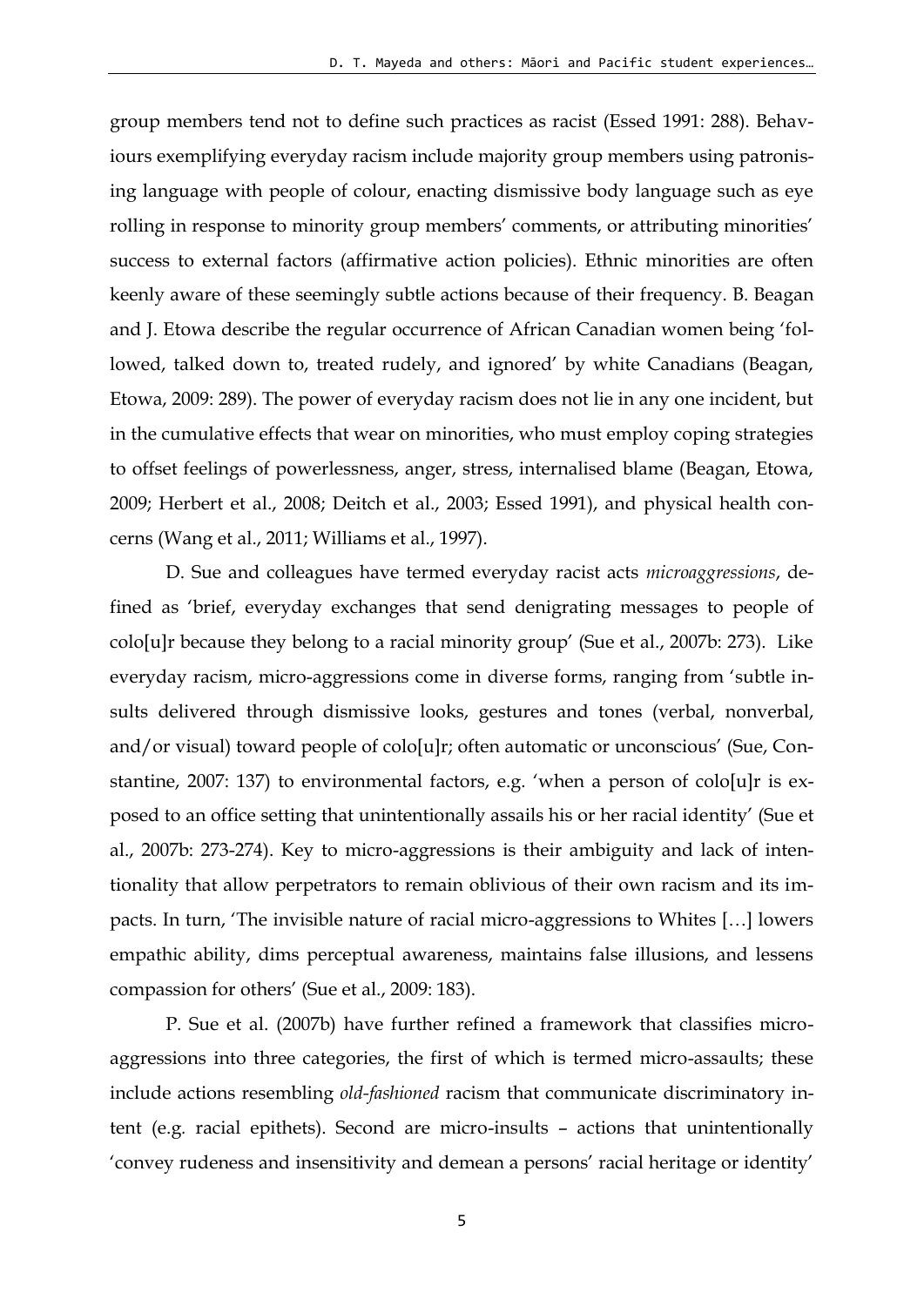group members tend not to define such practices as racist (Essed 1991: 288). Behaviours exemplifying everyday racism include majority group members using patronising language with people of colour, enacting dismissive body language such as eye rolling in response to minority group members' comments, or attributing minorities' success to external factors (affirmative action policies). Ethnic minorities are often keenly aware of these seemingly subtle actions because of their frequency. B. Beagan and J. Etowa describe the regular occurrence of African Canadian women being 'followed, talked down to, treated rudely, and ignored' by white Canadians (Beagan, Etowa, 2009: 289). The power of everyday racism does not lie in any one incident, but in the cumulative effects that wear on minorities, who must employ coping strategies to offset feelings of powerlessness, anger, stress, internalised blame (Beagan, Etowa, 2009; Herbert et al., 2008; Deitch et al., 2003; Essed 1991), and physical health concerns (Wang et al., 2011; Williams et al., 1997).

D. Sue and colleagues have termed everyday racist acts *microaggressions*, defined as 'brief, everyday exchanges that send denigrating messages to people of colo[u]r because they belong to a racial minority group' (Sue et al., 2007b: 273). Like everyday racism, micro-aggressions come in diverse forms, ranging from 'subtle insults delivered through dismissive looks, gestures and tones (verbal, nonverbal, and/or visual) toward people of colo[u]r; often automatic or unconscious' (Sue, Constantine, 2007: 137) to environmental factors, e.g. 'when a person of colo[u]r is exposed to an office setting that unintentionally assails his or her racial identity' (Sue et al., 2007b: 273-274). Key to micro-aggressions is their ambiguity and lack of intentionality that allow perpetrators to remain oblivious of their own racism and its impacts. In turn, 'The invisible nature of racial micro-aggressions to Whites […] lowers empathic ability, dims perceptual awareness, maintains false illusions, and lessens compassion for others' (Sue et al., 2009: 183).

P. Sue et al. (2007b) have further refined a framework that classifies micro-aggressions into three categories, the first of which is termed micro-assaults; these include actions resembling *old-fashioned* racism that communicate discriminatory intent (e.g. racial epithets). Second are micro-insults – actions that unintentionally 'convey rudeness and insensitivity and demean a persons' racial heritage or identity'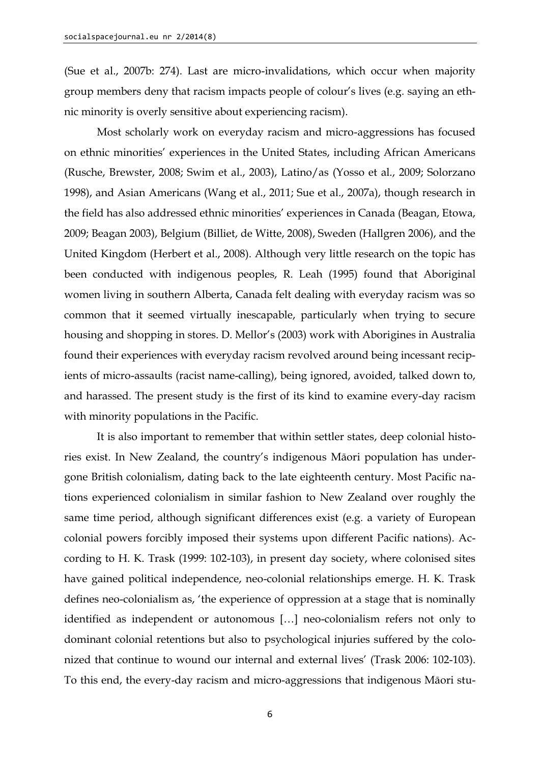(Sue et al., 2007b: 274). Last are micro-invalidations, which occur when majority group members deny that racism impacts people of colour's lives (e.g. saying an ethnic minority is overly sensitive about experiencing racism).

Most scholarly work on everyday racism and micro-aggressions has focused on ethnic minorities' experiences in the United States, including African Americans (Rusche, Brewster, 2008; Swim et al., 2003), Latino/as (Yosso et al., 2009; Solorzano 1998), and Asian Americans (Wang et al., 2011; Sue et al., 2007a), though research in the field has also addressed ethnic minorities' experiences in Canada (Beagan, Etowa, 2009; Beagan 2003), Belgium (Billiet, de Witte, 2008), Sweden (Hallgren 2006), and the United Kingdom (Herbert et al., 2008). Although very little research on the topic has been conducted with indigenous peoples, R. Leah (1995) found that Aboriginal women living in southern Alberta, Canada felt dealing with everyday racism was so common that it seemed virtually inescapable, particularly when trying to secure housing and shopping in stores. D. Mellor's (2003) work with Aborigines in Australia found their experiences with everyday racism revolved around being incessant recipients of micro-assaults (racist name-calling), being ignored, avoided, talked down to, and harassed. The present study is the first of its kind to examine every-day racism with minority populations in the Pacific.

It is also important to remember that within settler states, deep colonial histories exist. In New Zealand, the country's indigenous Māori population has undergone British colonialism, dating back to the late eighteenth century. Most Pacific nations experienced colonialism in similar fashion to New Zealand over roughly the same time period, although significant differences exist (e.g. a variety of European colonial powers forcibly imposed their systems upon different Pacific nations). According to H. K. Trask (1999: 102-103), in present day society, where colonised sites have gained political independence, neo-colonial relationships emerge. H. K. Trask defines neo-colonialism as, 'the experience of oppression at a stage that is nominally identified as independent or autonomous […] neo-colonialism refers not only to dominant colonial retentions but also to psychological injuries suffered by the colonized that continue to wound our internal and external lives' (Trask 2006: 102-103). To this end, the every-day racism and micro-aggressions that indigenous Māori stu-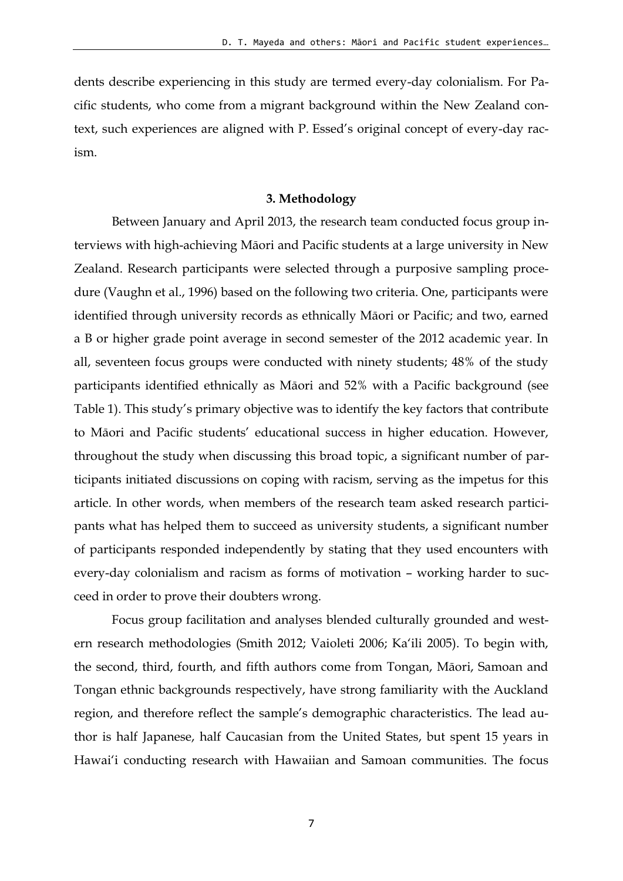dents describe experiencing in this study are termed every-day colonialism. For Pacific students, who come from a migrant background within the New Zealand context, such experiences are aligned with P. Essed's original concept of every-day racism.

### 3. Methodology

Between January and April 2013, the research team conducted focus group interviews with high-achieving Māori and Pacific students at a large university in New Zealand. Research participants were selected through a purposive sampling procedure (Vaughn et al., 1996) based on the following two criteria. One, participants were identified through university records as ethnically Māori or Pacific; and two, earned a B or higher grade point average in second semester of the 2012 academic year. In all, seventeen focus groups were conducted with ninety students; 48% of the study participants identified ethnically as Māori and 52% with a Pacific background (see Table 1). This study's primary objective was to identify the key factors that contribute to Māori and Pacific students' educational success in higher education. However, throughout the study when discussing this broad topic, a significant number of participants initiated discussions on coping with racism, serving as the impetus for this article. In other words, when members of the research team asked research participants what has helped them to succeed as university students, a significant number of participants responded independently by stating that they used encounters with every-day colonialism and racism as forms of motivation – working harder to succeed in order to prove their doubters wrong.

Focus group facilitation and analyses blended culturally grounded and western research methodologies (Smith 2012; Vaioleti 2006; Ka'ili 2005). To begin with, the second, third, fourth, and fifth authors come from Tongan, Māori, Samoan and Tongan ethnic backgrounds respectively, have strong familiarity with the Auckland region, and therefore reflect the sample's demographic characteristics. The lead author is half Japanese, half Caucasian from the United States, but spent 15 years in Hawai'i conducting research with Hawaiian and Samoan communities. The focus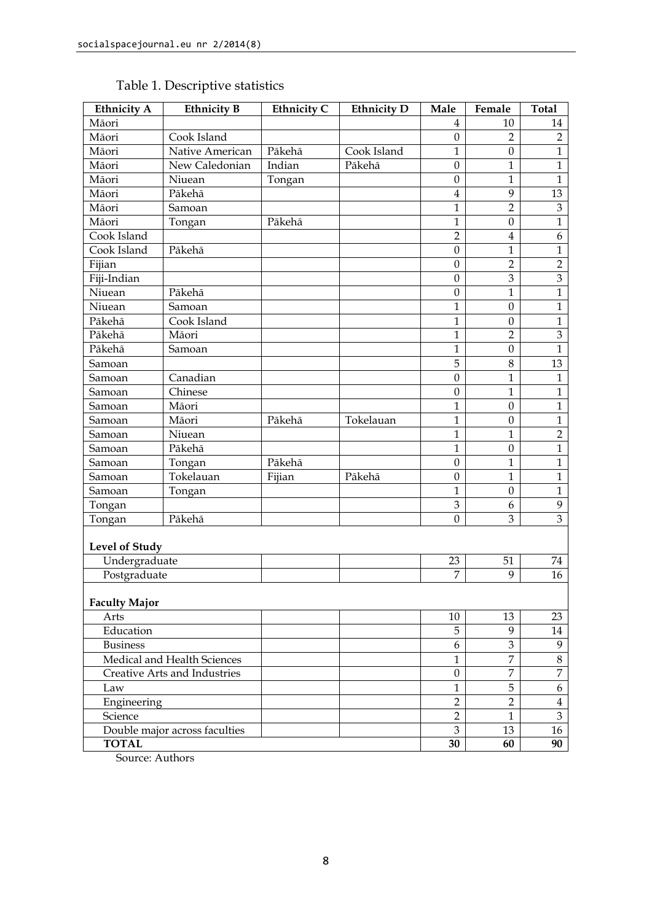Table 1. Descriptive statistics

| Ethnicity A | Ethnicity B | Ethnicity C | Ethnicity D | Male | Female | Total |
|---|---|---|---|---|---|---|
| Māori | | | | 4 | 10 | 14 |
| Māori | Cook Island | | | 0 | 2 | 2 |
| Māori | Native American | Pākehā | Cook Island | 1 | 0 | 1 |
| Māori | New Caledonian | Indian | Pākehā | 0 | 1 | 1 |
| Māori | Niuean | Tongan | | 0 | 1 | 1 |
| Māori | Pākehā | | | 4 | 9 | 13 |
| Māori | Samoan | | | 1 | 2 | 3 |
| Māori | Tongan | Pākehā | | 1 | 0 | 1 |
| Cook Island | | | | 2 | 4 | 6 |
| Cook Island | Pākehā | | | 0 | 1 | 1 |
| Fijian | | | | 0 | 2 | 2 |
| Fiji-Indian | | | | 0 | 3 | 3 |
| Niuean | Pākehā | | | 0 | 1 | 1 |
| Niuean | Samoan | | | 1 | 0 | 1 |
| Pākehā | Cook Island | | | 1 | 0 | 1 |
| Pākehā | Māori | | | 1 | 2 | 3 |
| Pākehā | Samoan | | | 1 | 0 | 1 |
| Samoan | | | | 5 | 8 | 13 |
| Samoan | Canadian | | | 0 | 1 | 1 |
| Samoan | Chinese | | | 0 | 1 | 1 |
| Samoan | Māori | | | 1 | 0 | 1 |
| Samoan | Māori | Pākehā | Tokelauan | 1 | 0 | 1 |
| Samoan | Niuean | | | 1 | 1 | 2 |
| Samoan | Pākehā | | | 1 | 0 | 1 |
| Samoan | Tongan | Pākehā | | 0 | 1 | 1 |
| Samoan | Tokelauan | Fijian | Pākehā | 0 | 1 | 1 |
| Samoan | Tongan | | | 1 | 0 | 1 |
| Tongan | | | | 3 | 6 | 9 |
| Tongan | Pākehā | | | 0 | 3 | 3 |
| **Level of Study** | | | | | | |
| Undergraduate | | | | 23 | 51 | 74 |
| Postgraduate | | | | 7 | 9 | 16 |
| **Faculty Major** | | | | | | |
| Arts | | | | 10 | 13 | 23 |
| Education | | | | 5 | 9 | 14 |
| Business | | | | 6 | 3 | 9 |
| Medical and Health Sciences | | | | 1 | 7 | 8 |
| Creative Arts and Industries | | | | 0 | 7 | 7 |
| Law | | | | 1 | 5 | 6 |
| Engineering | | | | 2 | 2 | 4 |
| Science | | | | 2 | 1 | 3 |
| Double major across faculties | | | | 3 | 13 | 16 |
| **TOTAL** | | | | **30** | **60** | **90** |

Source: Authors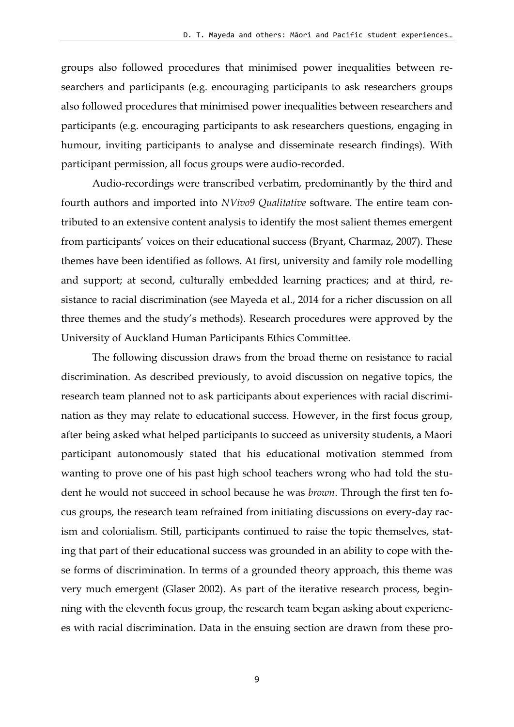groups also followed procedures that minimised power inequalities between researchers and participants (e.g. encouraging participants to ask researchers groups also followed procedures that minimised power inequalities between researchers and participants (e.g. encouraging participants to ask researchers questions, engaging in humour, inviting participants to analyse and disseminate research findings). With participant permission, all focus groups were audio-recorded.

Audio-recordings were transcribed verbatim, predominantly by the third and fourth authors and imported into *NVivo9 Qualitative* software. The entire team contributed to an extensive content analysis to identify the most salient themes emergent from participants' voices on their educational success (Bryant, Charmaz, 2007). These themes have been identified as follows. At first, university and family role modelling and support; at second, culturally embedded learning practices; and at third, resistance to racial discrimination (see Mayeda et al., 2014 for a richer discussion on all three themes and the study's methods). Research procedures were approved by the University of Auckland Human Participants Ethics Committee.

The following discussion draws from the broad theme on resistance to racial discrimination. As described previously, to avoid discussion on negative topics, the research team planned not to ask participants about experiences with racial discrimination as they may relate to educational success. However, in the first focus group, after being asked what helped participants to succeed as university students, a Māori participant autonomously stated that his educational motivation stemmed from wanting to prove one of his past high school teachers wrong who had told the student he would not succeed in school because he was *brown*. Through the first ten focus groups, the research team refrained from initiating discussions on every-day racism and colonialism. Still, participants continued to raise the topic themselves, stating that part of their educational success was grounded in an ability to cope with these forms of discrimination. In terms of a grounded theory approach, this theme was very much emergent (Glaser 2002). As part of the iterative research process, beginning with the eleventh focus group, the research team began asking about experiences with racial discrimination. Data in the ensuing section are drawn from these pro-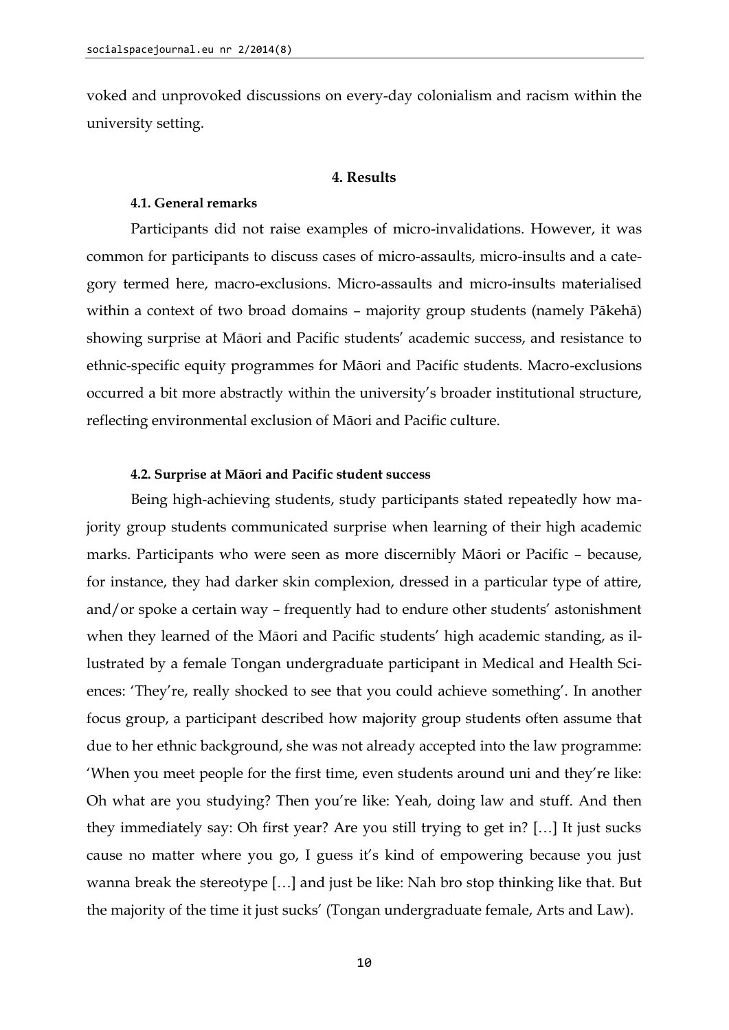voked and unprovoked discussions on every-day colonialism and racism within the university setting.

## 4. Results

### 4.1. General remarks

Participants did not raise examples of micro-invalidations. However, it was common for participants to discuss cases of micro-assaults, micro-insults and a category termed here, macro-exclusions. Micro-assaults and micro-insults materialised within a context of two broad domains – majority group students (namely Pākehā) showing surprise at Māori and Pacific students' academic success, and resistance to ethnic-specific equity programmes for Māori and Pacific students. Macro-exclusions occurred a bit more abstractly within the university's broader institutional structure, reflecting environmental exclusion of Māori and Pacific culture.

### 4.2. Surprise at Māori and Pacific student success

Being high-achieving students, study participants stated repeatedly how majority group students communicated surprise when learning of their high academic marks. Participants who were seen as more discernibly Māori or Pacific – because, for instance, they had darker skin complexion, dressed in a particular type of attire, and/or spoke a certain way – frequently had to endure other students' astonishment when they learned of the Māori and Pacific students' high academic standing, as illustrated by a female Tongan undergraduate participant in Medical and Health Sciences: 'They're, really shocked to see that you could achieve something'. In another focus group, a participant described how majority group students often assume that due to her ethnic background, she was not already accepted into the law programme: 'When you meet people for the first time, even students around uni and they're like: Oh what are you studying? Then you're like: Yeah, doing law and stuff. And then they immediately say: Oh first year? Are you still trying to get in? […] It just sucks cause no matter where you go, I guess it's kind of empowering because you just wanna break the stereotype […] and just be like: Nah bro stop thinking like that. But the majority of the time it just sucks' (Tongan undergraduate female, Arts and Law).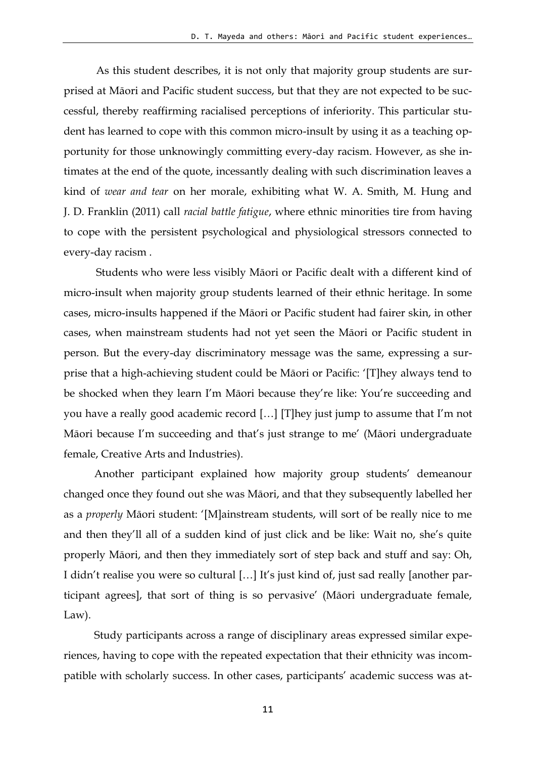As this student describes, it is not only that majority group students are surprised at Māori and Pacific student success, but that they are not expected to be successful, thereby reaffirming racialised perceptions of inferiority. This particular student has learned to cope with this common micro-insult by using it as a teaching opportunity for those unknowingly committing every-day racism. However, as she intimates at the end of the quote, incessantly dealing with such discrimination leaves a kind of *wear and tear* on her morale, exhibiting what W. A. Smith, M. Hung and J. D. Franklin (2011) call *racial battle fatigue*, where ethnic minorities tire from having to cope with the persistent psychological and physiological stressors connected to every-day racism .

Students who were less visibly Māori or Pacific dealt with a different kind of micro-insult when majority group students learned of their ethnic heritage. In some cases, micro-insults happened if the Māori or Pacific student had fairer skin, in other cases, when mainstream students had not yet seen the Māori or Pacific student in person. But the every-day discriminatory message was the same, expressing a surprise that a high-achieving student could be Māori or Pacific: '[T]hey always tend to be shocked when they learn I'm Māori because they're like: You're succeeding and you have a really good academic record […] [T]hey just jump to assume that I'm not Māori because I'm succeeding and that's just strange to me' (Māori undergraduate female, Creative Arts and Industries).

Another participant explained how majority group students' demeanour changed once they found out she was Māori, and that they subsequently labelled her as a *properly* Māori student: '[M]ainstream students, will sort of be really nice to me and then they'll all of a sudden kind of just click and be like: Wait no, she's quite properly Māori, and then they immediately sort of step back and stuff and say: Oh, I didn't realise you were so cultural […] It's just kind of, just sad really [another participant agrees], that sort of thing is so pervasive' (Māori undergraduate female, Law).

Study participants across a range of disciplinary areas expressed similar experiences, having to cope with the repeated expectation that their ethnicity was incompatible with scholarly success. In other cases, participants' academic success was at-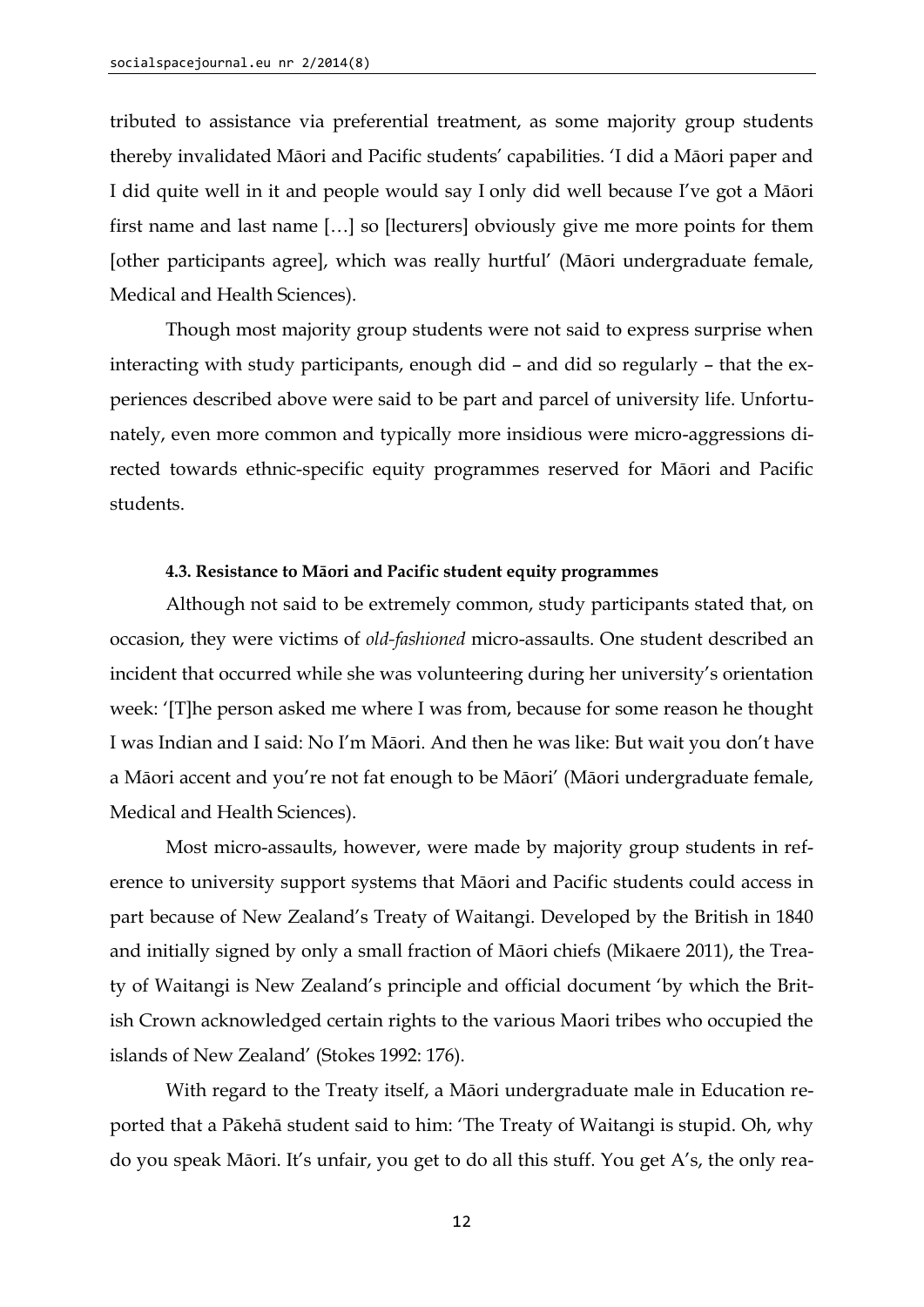tributed to assistance via preferential treatment, as some majority group students thereby invalidated Māori and Pacific students' capabilities. 'I did a Māori paper and I did quite well in it and people would say I only did well because I've got a Māori first name and last name […] so [lecturers] obviously give me more points for them [other participants agree], which was really hurtful' (Māori undergraduate female, Medical and Health Sciences).

Though most majority group students were not said to express surprise when interacting with study participants, enough did – and did so regularly – that the experiences described above were said to be part and parcel of university life. Unfortunately, even more common and typically more insidious were micro-aggressions directed towards ethnic-specific equity programmes reserved for Māori and Pacific students.

#### 4.3. Resistance to Māori and Pacific student equity programmes

Although not said to be extremely common, study participants stated that, on occasion, they were victims of *old-fashioned* micro-assaults. One student described an incident that occurred while she was volunteering during her university's orientation week: '[T]he person asked me where I was from, because for some reason he thought I was Indian and I said: No I'm Māori. And then he was like: But wait you don't have a Māori accent and you're not fat enough to be Māori' (Māori undergraduate female, Medical and Health Sciences).

Most micro-assaults, however, were made by majority group students in reference to university support systems that Māori and Pacific students could access in part because of New Zealand's Treaty of Waitangi. Developed by the British in 1840 and initially signed by only a small fraction of Māori chiefs (Mikaere 2011), the Treaty of Waitangi is New Zealand's principle and official document 'by which the British Crown acknowledged certain rights to the various Maori tribes who occupied the islands of New Zealand' (Stokes 1992: 176).

With regard to the Treaty itself, a Māori undergraduate male in Education reported that a Pākehā student said to him: 'The Treaty of Waitangi is stupid. Oh, why do you speak Māori. It's unfair, you get to do all this stuff. You get A's, the only rea-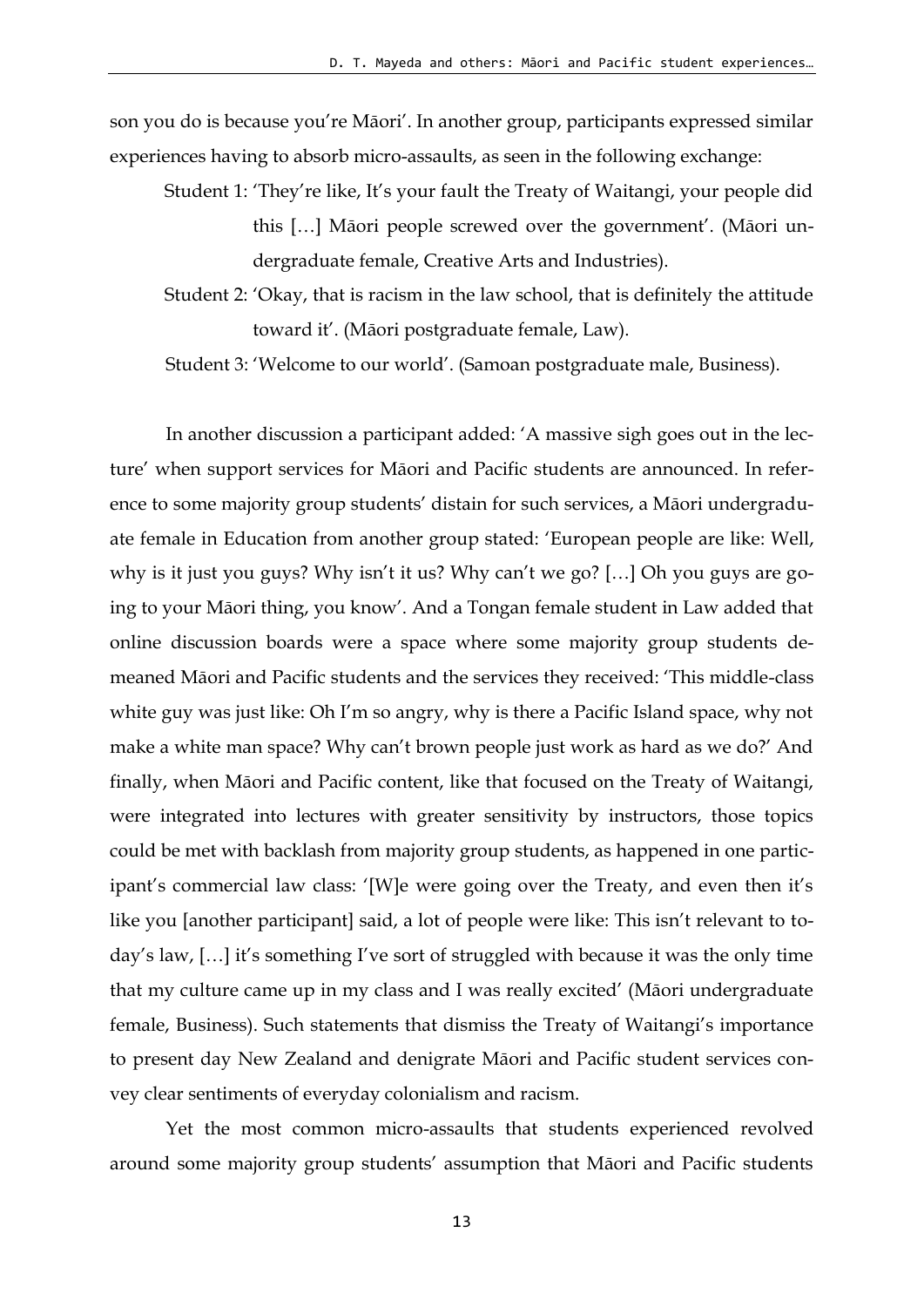son you do is because you're Māori'. In another group, participants expressed similar experiences having to absorb micro-assaults, as seen in the following exchange:

> Student 1: 'They're like, It's your fault the Treaty of Waitangi, your people did this […] Māori people screwed over the government'. (Māori undergraduate female, Creative Arts and Industries).
>
> Student 2: 'Okay, that is racism in the law school, that is definitely the attitude toward it'. (Māori postgraduate female, Law).
>
> Student 3: 'Welcome to our world'. (Samoan postgraduate male, Business).

In another discussion a participant added: 'A massive sigh goes out in the lecture' when support services for Māori and Pacific students are announced. In reference to some majority group students' distain for such services, a Māori undergraduate female in Education from another group stated: 'European people are like: Well, why is it just you guys? Why isn't it us? Why can't we go? […] Oh you guys are going to your Māori thing, you know'. And a Tongan female student in Law added that online discussion boards were a space where some majority group students demeaned Māori and Pacific students and the services they received: 'This middle-class white guy was just like: Oh I'm so angry, why is there a Pacific Island space, why not make a white man space? Why can't brown people just work as hard as we do?' And finally, when Māori and Pacific content, like that focused on the Treaty of Waitangi, were integrated into lectures with greater sensitivity by instructors, those topics could be met with backlash from majority group students, as happened in one participant's commercial law class: '[W]e were going over the Treaty, and even then it's like you [another participant] said, a lot of people were like: This isn't relevant to today's law, […] it's something I've sort of struggled with because it was the only time that my culture came up in my class and I was really excited' (Māori undergraduate female, Business). Such statements that dismiss the Treaty of Waitangi's importance to present day New Zealand and denigrate Māori and Pacific student services convey clear sentiments of everyday colonialism and racism.

Yet the most common micro-assaults that students experienced revolved around some majority group students' assumption that Māori and Pacific students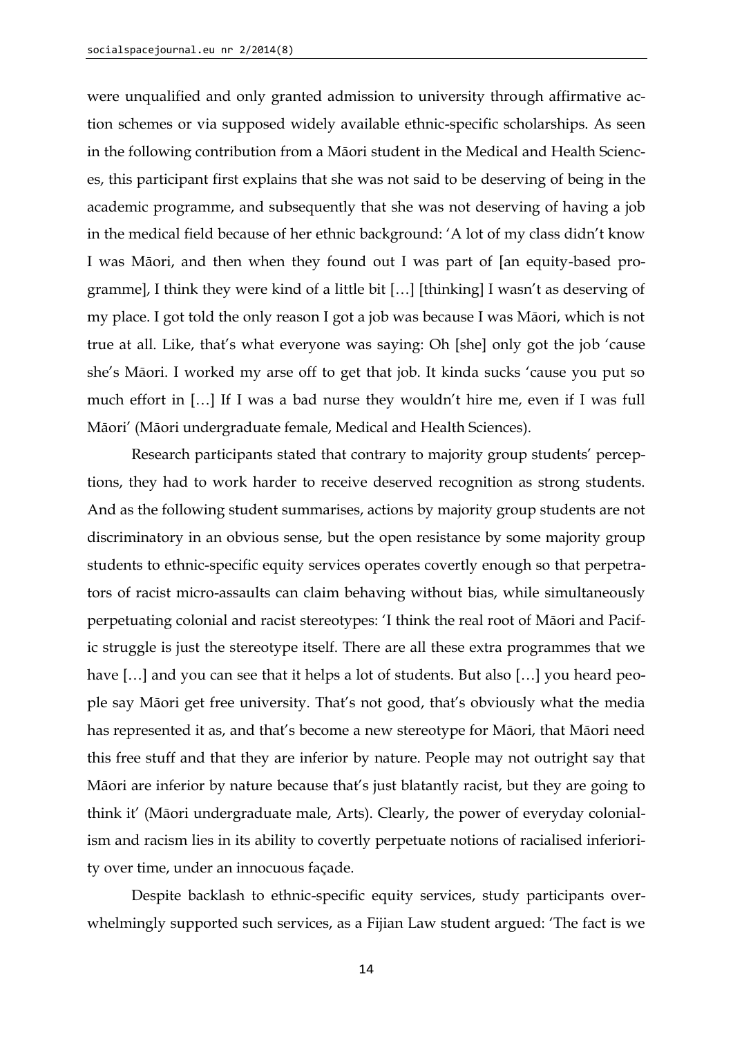were unqualified and only granted admission to university through affirmative action schemes or via supposed widely available ethnic-specific scholarships. As seen in the following contribution from a Māori student in the Medical and Health Sciences, this participant first explains that she was not said to be deserving of being in the academic programme, and subsequently that she was not deserving of having a job in the medical field because of her ethnic background: 'A lot of my class didn't know I was Māori, and then when they found out I was part of [an equity-based programme], I think they were kind of a little bit […] [thinking] I wasn't as deserving of my place. I got told the only reason I got a job was because I was Māori, which is not true at all. Like, that's what everyone was saying: Oh [she] only got the job 'cause she's Māori. I worked my arse off to get that job. It kinda sucks 'cause you put so much effort in […] If I was a bad nurse they wouldn't hire me, even if I was full Māori' (Māori undergraduate female, Medical and Health Sciences).

Research participants stated that contrary to majority group students' perceptions, they had to work harder to receive deserved recognition as strong students. And as the following student summarises, actions by majority group students are not discriminatory in an obvious sense, but the open resistance by some majority group students to ethnic-specific equity services operates covertly enough so that perpetrators of racist micro-assaults can claim behaving without bias, while simultaneously perpetuating colonial and racist stereotypes: 'I think the real root of Māori and Pacific struggle is just the stereotype itself. There are all these extra programmes that we have […] and you can see that it helps a lot of students. But also […] you heard people say Māori get free university. That's not good, that's obviously what the media has represented it as, and that's become a new stereotype for Māori, that Māori need this free stuff and that they are inferior by nature. People may not outright say that Māori are inferior by nature because that's just blatantly racist, but they are going to think it' (Māori undergraduate male, Arts). Clearly, the power of everyday colonialism and racism lies in its ability to covertly perpetuate notions of racialised inferiority over time, under an innocuous façade.

Despite backlash to ethnic-specific equity services, study participants overwhelmingly supported such services, as a Fijian Law student argued: 'The fact is we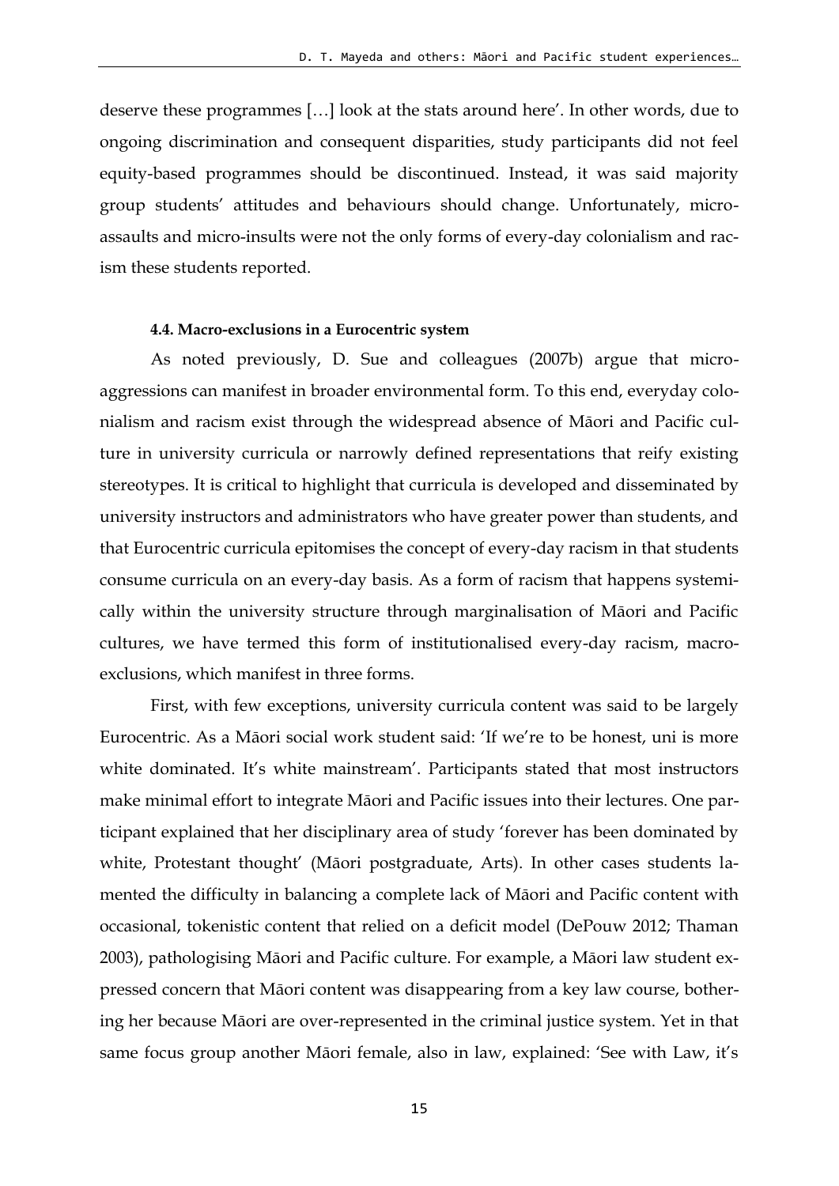deserve these programmes […] look at the stats around here'. In other words, due to ongoing discrimination and consequent disparities, study participants did not feel equity-based programmes should be discontinued. Instead, it was said majority group students' attitudes and behaviours should change. Unfortunately, micro-assaults and micro-insults were not the only forms of every-day colonialism and racism these students reported.

#### 4.4. Macro-exclusions in a Eurocentric system

As noted previously, D. Sue and colleagues (2007b) argue that micro-aggressions can manifest in broader environmental form. To this end, everyday colonialism and racism exist through the widespread absence of Māori and Pacific culture in university curricula or narrowly defined representations that reify existing stereotypes. It is critical to highlight that curricula is developed and disseminated by university instructors and administrators who have greater power than students, and that Eurocentric curricula epitomises the concept of every-day racism in that students consume curricula on an every-day basis. As a form of racism that happens systemically within the university structure through marginalisation of Māori and Pacific cultures, we have termed this form of institutionalised every-day racism, macro-exclusions, which manifest in three forms.

First, with few exceptions, university curricula content was said to be largely Eurocentric. As a Māori social work student said: 'If we're to be honest, uni is more white dominated. It's white mainstream'. Participants stated that most instructors make minimal effort to integrate Māori and Pacific issues into their lectures. One participant explained that her disciplinary area of study 'forever has been dominated by white, Protestant thought' (Māori postgraduate, Arts). In other cases students lamented the difficulty in balancing a complete lack of Māori and Pacific content with occasional, tokenistic content that relied on a deficit model (DePouw 2012; Thaman 2003), pathologising Māori and Pacific culture. For example, a Māori law student expressed concern that Māori content was disappearing from a key law course, bothering her because Māori are over-represented in the criminal justice system. Yet in that same focus group another Māori female, also in law, explained: 'See with Law, it's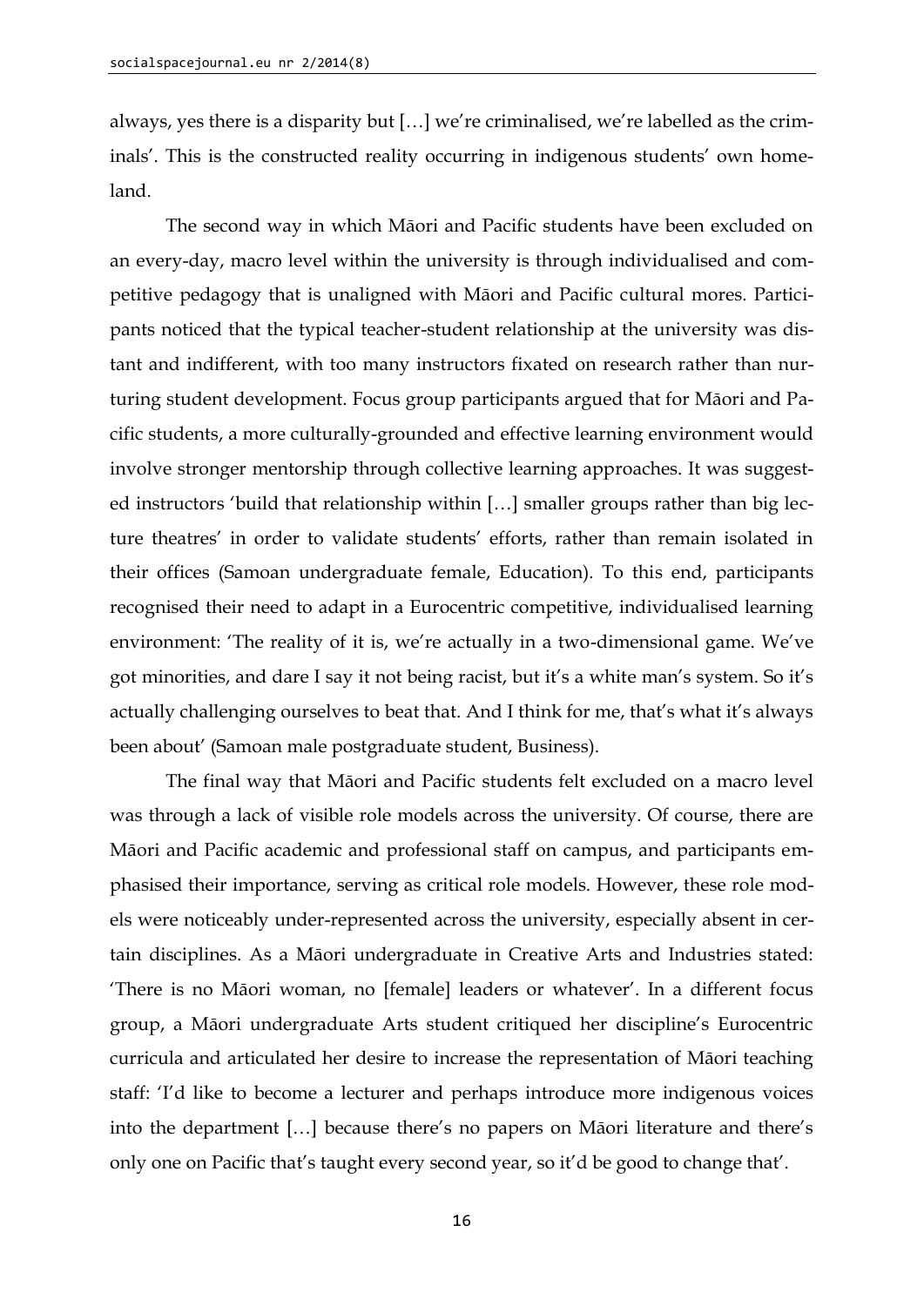always, yes there is a disparity but […] we're criminalised, we're labelled as the criminals'. This is the constructed reality occurring in indigenous students' own homeland.

The second way in which Māori and Pacific students have been excluded on an every-day, macro level within the university is through individualised and competitive pedagogy that is unaligned with Māori and Pacific cultural mores. Participants noticed that the typical teacher-student relationship at the university was distant and indifferent, with too many instructors fixated on research rather than nurturing student development. Focus group participants argued that for Māori and Pacific students, a more culturally-grounded and effective learning environment would involve stronger mentorship through collective learning approaches. It was suggested instructors 'build that relationship within […] smaller groups rather than big lecture theatres' in order to validate students' efforts, rather than remain isolated in their offices (Samoan undergraduate female, Education). To this end, participants recognised their need to adapt in a Eurocentric competitive, individualised learning environment: 'The reality of it is, we're actually in a two-dimensional game. We've got minorities, and dare I say it not being racist, but it's a white man's system. So it's actually challenging ourselves to beat that. And I think for me, that's what it's always been about' (Samoan male postgraduate student, Business).

The final way that Māori and Pacific students felt excluded on a macro level was through a lack of visible role models across the university. Of course, there are Māori and Pacific academic and professional staff on campus, and participants emphasised their importance, serving as critical role models. However, these role models were noticeably under-represented across the university, especially absent in certain disciplines. As a Māori undergraduate in Creative Arts and Industries stated: 'There is no Māori woman, no [female] leaders or whatever'. In a different focus group, a Māori undergraduate Arts student critiqued her discipline's Eurocentric curricula and articulated her desire to increase the representation of Māori teaching staff: 'I'd like to become a lecturer and perhaps introduce more indigenous voices into the department […] because there's no papers on Māori literature and there's only one on Pacific that's taught every second year, so it'd be good to change that'.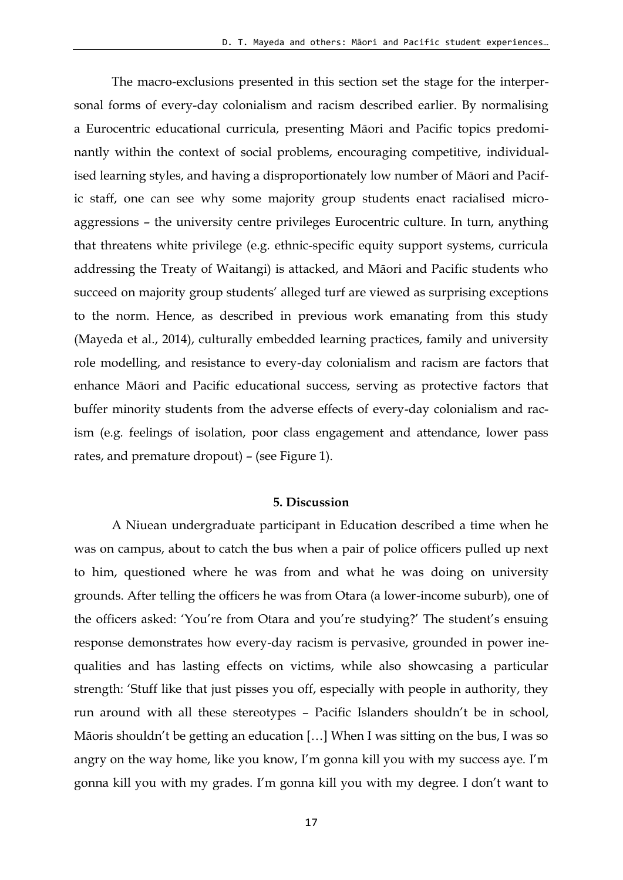The macro-exclusions presented in this section set the stage for the interpersonal forms of every-day colonialism and racism described earlier. By normalising a Eurocentric educational curricula, presenting Māori and Pacific topics predominantly within the context of social problems, encouraging competitive, individualised learning styles, and having a disproportionately low number of Māori and Pacific staff, one can see why some majority group students enact racialised microaggressions – the university centre privileges Eurocentric culture. In turn, anything that threatens white privilege (e.g. ethnic-specific equity support systems, curricula addressing the Treaty of Waitangi) is attacked, and Māori and Pacific students who succeed on majority group students' alleged turf are viewed as surprising exceptions to the norm. Hence, as described in previous work emanating from this study (Mayeda et al., 2014), culturally embedded learning practices, family and university role modelling, and resistance to every-day colonialism and racism are factors that enhance Māori and Pacific educational success, serving as protective factors that buffer minority students from the adverse effects of every-day colonialism and racism (e.g. feelings of isolation, poor class engagement and attendance, lower pass rates, and premature dropout) – (see Figure 1).

## 5. Discussion

A Niuean undergraduate participant in Education described a time when he was on campus, about to catch the bus when a pair of police officers pulled up next to him, questioned where he was from and what he was doing on university grounds. After telling the officers he was from Otara (a lower-income suburb), one of the officers asked: 'You're from Otara and you're studying?' The student's ensuing response demonstrates how every-day racism is pervasive, grounded in power inequalities and has lasting effects on victims, while also showcasing a particular strength: 'Stuff like that just pisses you off, especially with people in authority, they run around with all these stereotypes – Pacific Islanders shouldn't be in school, Māoris shouldn't be getting an education […] When I was sitting on the bus, I was so angry on the way home, like you know, I'm gonna kill you with my success aye. I'm gonna kill you with my grades. I'm gonna kill you with my degree. I don't want to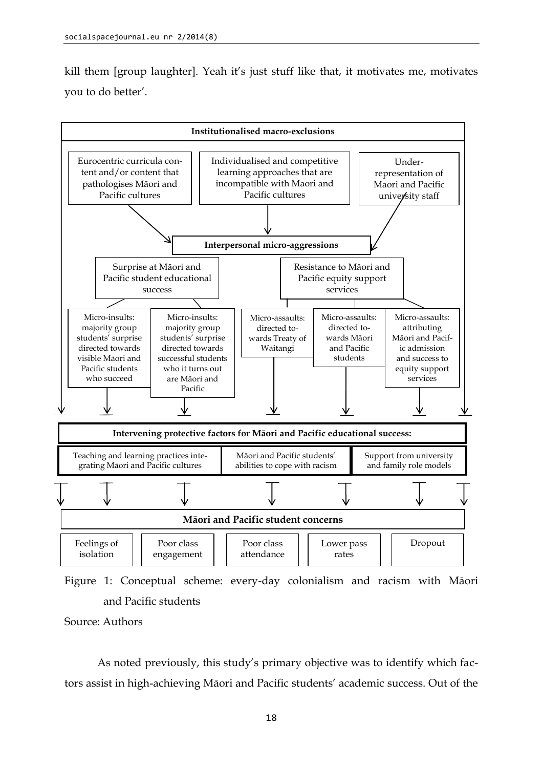kill them [group laughter]. Yeah it's just stuff like that, it motivates me, motivates you to do better'.

**Institutionalised macro-exclusions**

- Eurocentric curricula content and/or content that pathologises Māori and Pacific cultures
- Individualised and competitive learning approaches that are incompatible with Māori and Pacific cultures
- Under-representation of Māori and Pacific university staff

**Interpersonal micro-aggressions**

- Surprise at Māori and Pacific student educational success
  - Micro-insults: majority group students' surprise directed towards visible Māori and Pacific students who succeed
  - Micro-insults: majority group students' surprise directed towards successful students who it turns out are Māori and Pacific
- Resistance to Māori and Pacific equity support services
  - Micro-assaults: directed towards Treaty of Waitangi
  - Micro-assaults: directed towards Māori and Pacific students
  - Micro-assaults: attributing Māori and Pacific admission and success to equity support services

**Intervening protective factors for Māori and Pacific educational success:**

- Teaching and learning practices integrating Māori and Pacific cultures
- Māori and Pacific students' abilities to cope with racism
- Support from university and family role models

**Māori and Pacific student concerns**

- Feelings of isolation
- Poor class engagement
- Poor class attendance
- Lower pass rates
- Dropout

Figure 1: Conceptual scheme: every-day colonialism and racism with Māori and Pacific students

Source: Authors

As noted previously, this study's primary objective was to identify which factors assist in high-achieving Māori and Pacific students' academic success. Out of the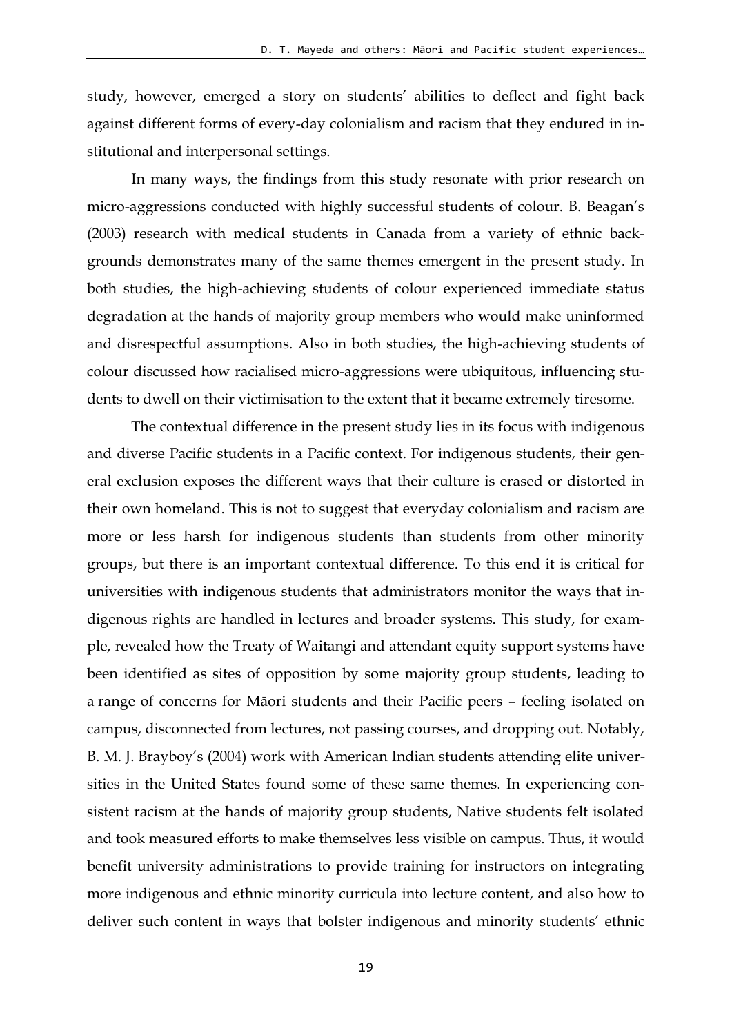study, however, emerged a story on students' abilities to deflect and fight back against different forms of every-day colonialism and racism that they endured in institutional and interpersonal settings.

In many ways, the findings from this study resonate with prior research on micro-aggressions conducted with highly successful students of colour. B. Beagan's (2003) research with medical students in Canada from a variety of ethnic backgrounds demonstrates many of the same themes emergent in the present study. In both studies, the high-achieving students of colour experienced immediate status degradation at the hands of majority group members who would make uninformed and disrespectful assumptions. Also in both studies, the high-achieving students of colour discussed how racialised micro-aggressions were ubiquitous, influencing students to dwell on their victimisation to the extent that it became extremely tiresome.

The contextual difference in the present study lies in its focus with indigenous and diverse Pacific students in a Pacific context. For indigenous students, their general exclusion exposes the different ways that their culture is erased or distorted in their own homeland. This is not to suggest that everyday colonialism and racism are more or less harsh for indigenous students than students from other minority groups, but there is an important contextual difference. To this end it is critical for universities with indigenous students that administrators monitor the ways that indigenous rights are handled in lectures and broader systems. This study, for example, revealed how the Treaty of Waitangi and attendant equity support systems have been identified as sites of opposition by some majority group students, leading to a range of concerns for Māori students and their Pacific peers – feeling isolated on campus, disconnected from lectures, not passing courses, and dropping out. Notably, B. M. J. Brayboy's (2004) work with American Indian students attending elite universities in the United States found some of these same themes. In experiencing consistent racism at the hands of majority group students, Native students felt isolated and took measured efforts to make themselves less visible on campus. Thus, it would benefit university administrations to provide training for instructors on integrating more indigenous and ethnic minority curricula into lecture content, and also how to deliver such content in ways that bolster indigenous and minority students' ethnic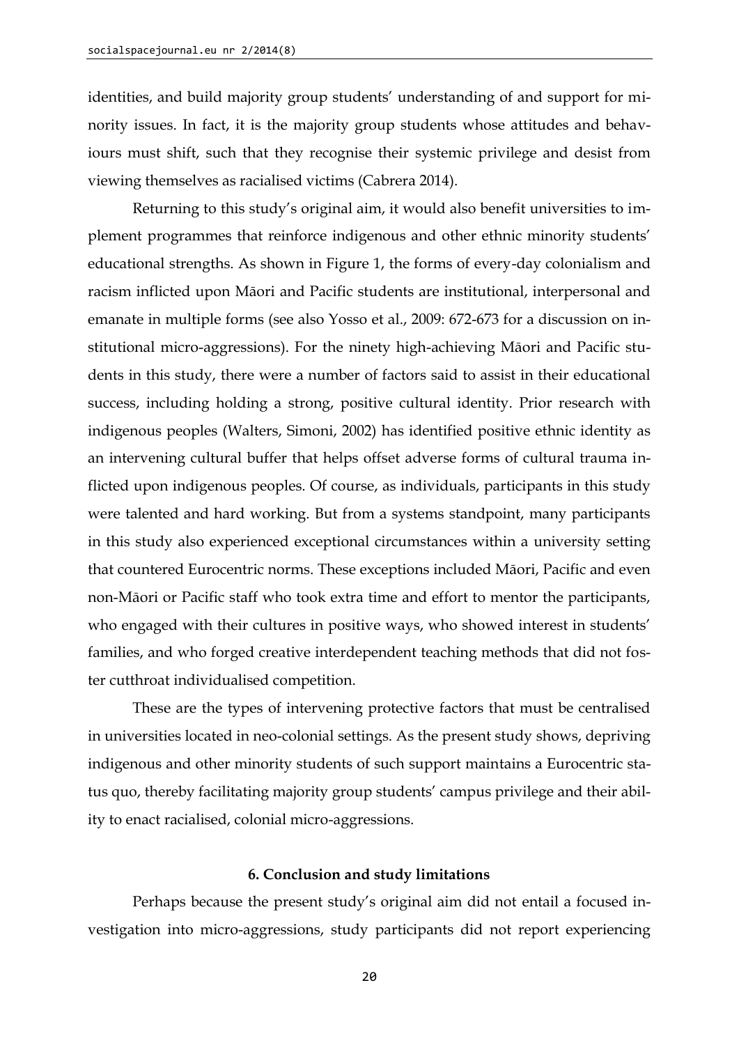identities, and build majority group students' understanding of and support for minority issues. In fact, it is the majority group students whose attitudes and behaviours must shift, such that they recognise their systemic privilege and desist from viewing themselves as racialised victims (Cabrera 2014).

Returning to this study's original aim, it would also benefit universities to implement programmes that reinforce indigenous and other ethnic minority students' educational strengths. As shown in Figure 1, the forms of every-day colonialism and racism inflicted upon Māori and Pacific students are institutional, interpersonal and emanate in multiple forms (see also Yosso et al., 2009: 672-673 for a discussion on institutional micro-aggressions). For the ninety high-achieving Māori and Pacific students in this study, there were a number of factors said to assist in their educational success, including holding a strong, positive cultural identity. Prior research with indigenous peoples (Walters, Simoni, 2002) has identified positive ethnic identity as an intervening cultural buffer that helps offset adverse forms of cultural trauma inflicted upon indigenous peoples. Of course, as individuals, participants in this study were talented and hard working. But from a systems standpoint, many participants in this study also experienced exceptional circumstances within a university setting that countered Eurocentric norms. These exceptions included Māori, Pacific and even non-Māori or Pacific staff who took extra time and effort to mentor the participants, who engaged with their cultures in positive ways, who showed interest in students' families, and who forged creative interdependent teaching methods that did not foster cutthroat individualised competition.

These are the types of intervening protective factors that must be centralised in universities located in neo-colonial settings. As the present study shows, depriving indigenous and other minority students of such support maintains a Eurocentric status quo, thereby facilitating majority group students' campus privilege and their ability to enact racialised, colonial micro-aggressions.

## 6. Conclusion and study limitations

Perhaps because the present study's original aim did not entail a focused investigation into micro-aggressions, study participants did not report experiencing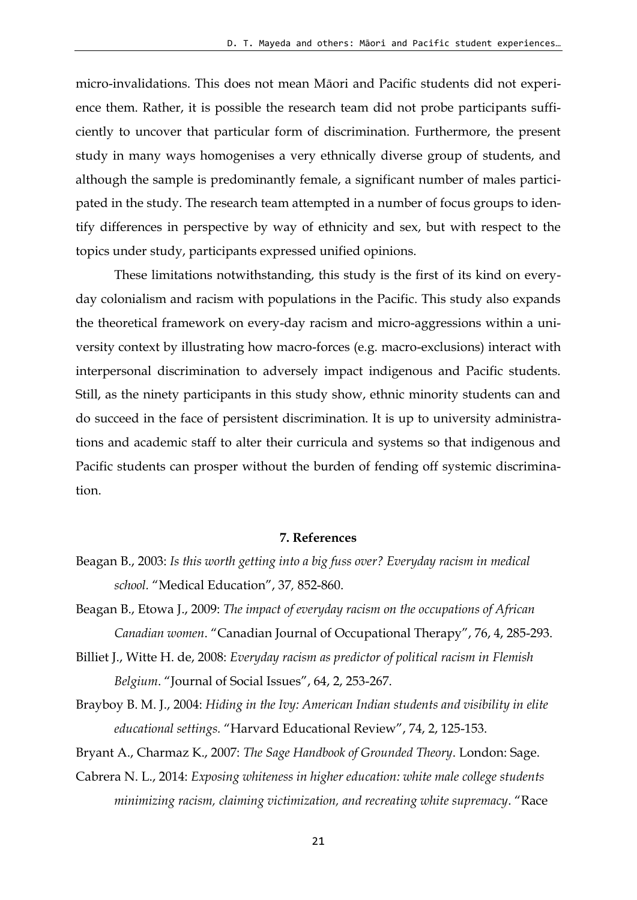micro-invalidations. This does not mean Māori and Pacific students did not experience them. Rather, it is possible the research team did not probe participants sufficiently to uncover that particular form of discrimination. Furthermore, the present study in many ways homogenises a very ethnically diverse group of students, and although the sample is predominantly female, a significant number of males participated in the study. The research team attempted in a number of focus groups to identify differences in perspective by way of ethnicity and sex, but with respect to the topics under study, participants expressed unified opinions.

These limitations notwithstanding, this study is the first of its kind on every-day colonialism and racism with populations in the Pacific. This study also expands the theoretical framework on every-day racism and micro-aggressions within a university context by illustrating how macro-forces (e.g. macro-exclusions) interact with interpersonal discrimination to adversely impact indigenous and Pacific students. Still, as the ninety participants in this study show, ethnic minority students can and do succeed in the face of persistent discrimination. It is up to university administrations and academic staff to alter their curricula and systems so that indigenous and Pacific students can prosper without the burden of fending off systemic discrimination.

## 7. References

Beagan B., 2003: *Is this worth getting into a big fuss over? Everyday racism in medical school*. "Medical Education", 37, 852-860.

Beagan B., Etowa J., 2009: *The impact of everyday racism on the occupations of African Canadian women*. "Canadian Journal of Occupational Therapy", 76, 4, 285-293.

Billiet J., Witte H. de, 2008: *Everyday racism as predictor of political racism in Flemish Belgium*. "Journal of Social Issues", 64, 2, 253-267.

Brayboy B. M. J., 2004: *Hiding in the Ivy: American Indian students and visibility in elite educational settings.* "Harvard Educational Review", 74, 2, 125-153.

Bryant A., Charmaz K., 2007: *The Sage Handbook of Grounded Theory*. London: Sage.

Cabrera N. L., 2014: *Exposing whiteness in higher education: white male college students minimizing racism, claiming victimization, and recreating white supremacy*. "Race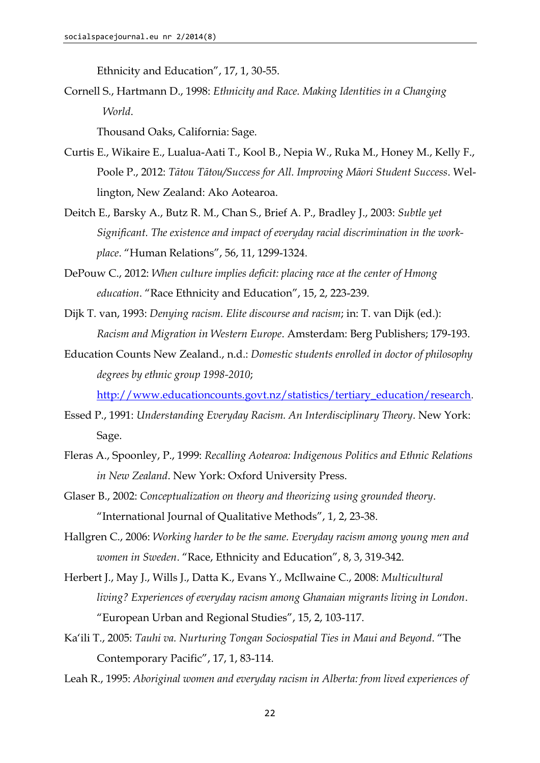Ethnicity and Education", 17, 1, 30-55.

Cornell S., Hartmann D., 1998: *Ethnicity and Race. Making Identities in a Changing World*.

Thousand Oaks, California: Sage.

Curtis E., Wikaire E., Lualua-Aati T., Kool B., Nepia W., Ruka M., Honey M., Kelly F., Poole P., 2012: *Tātou Tātou/Success for All. Improving Māori Student Success*. Wellington, New Zealand: Ako Aotearoa.

Deitch E., Barsky A., Butz R. M., Chan S., Brief A. P., Bradley J., 2003: *Subtle yet Significant. The existence and impact of everyday racial discrimination in the workplace*. "Human Relations", 56, 11, 1299-1324.

DePouw C., 2012: *When culture implies deficit: placing race at the center of Hmong education*. "Race Ethnicity and Education", 15, 2, 223-239.

Dijk T. van, 1993: *Denying racism. Elite discourse and racism*; in: T. van Dijk (ed.): *Racism and Migration in Western Europe*. Amsterdam: Berg Publishers; 179-193.

Education Counts New Zealand., n.d.: *Domestic students enrolled in doctor of philosophy degrees by ethnic group 1998-2010*;

http://www.educationcounts.govt.nz/statistics/tertiary_education/research.

Essed P., 1991: *Understanding Everyday Racism. An Interdisciplinary Theory*. New York: Sage.

Fleras A., Spoonley, P., 1999: *Recalling Aotearoa: Indigenous Politics and Ethnic Relations in New Zealand*. New York: Oxford University Press.

Glaser B., 2002: *Conceptualization on theory and theorizing using grounded theory*. "International Journal of Qualitative Methods", 1, 2, 23-38.

Hallgren C., 2006: *Working harder to be the same. Everyday racism among young men and women in Sweden*. "Race, Ethnicity and Education", 8, 3, 319-342.

Herbert J., May J., Wills J., Datta K., Evans Y., McIlwaine C., 2008: *Multicultural living? Experiences of everyday racism among Ghanaian migrants living in London*. "European Urban and Regional Studies", 15, 2, 103-117.

Ka'ili T., 2005: *Tauhi va. Nurturing Tongan Sociospatial Ties in Maui and Beyond*. "The Contemporary Pacific", 17, 1, 83-114.

Leah R., 1995: *Aboriginal women and everyday racism in Alberta: from lived experiences of*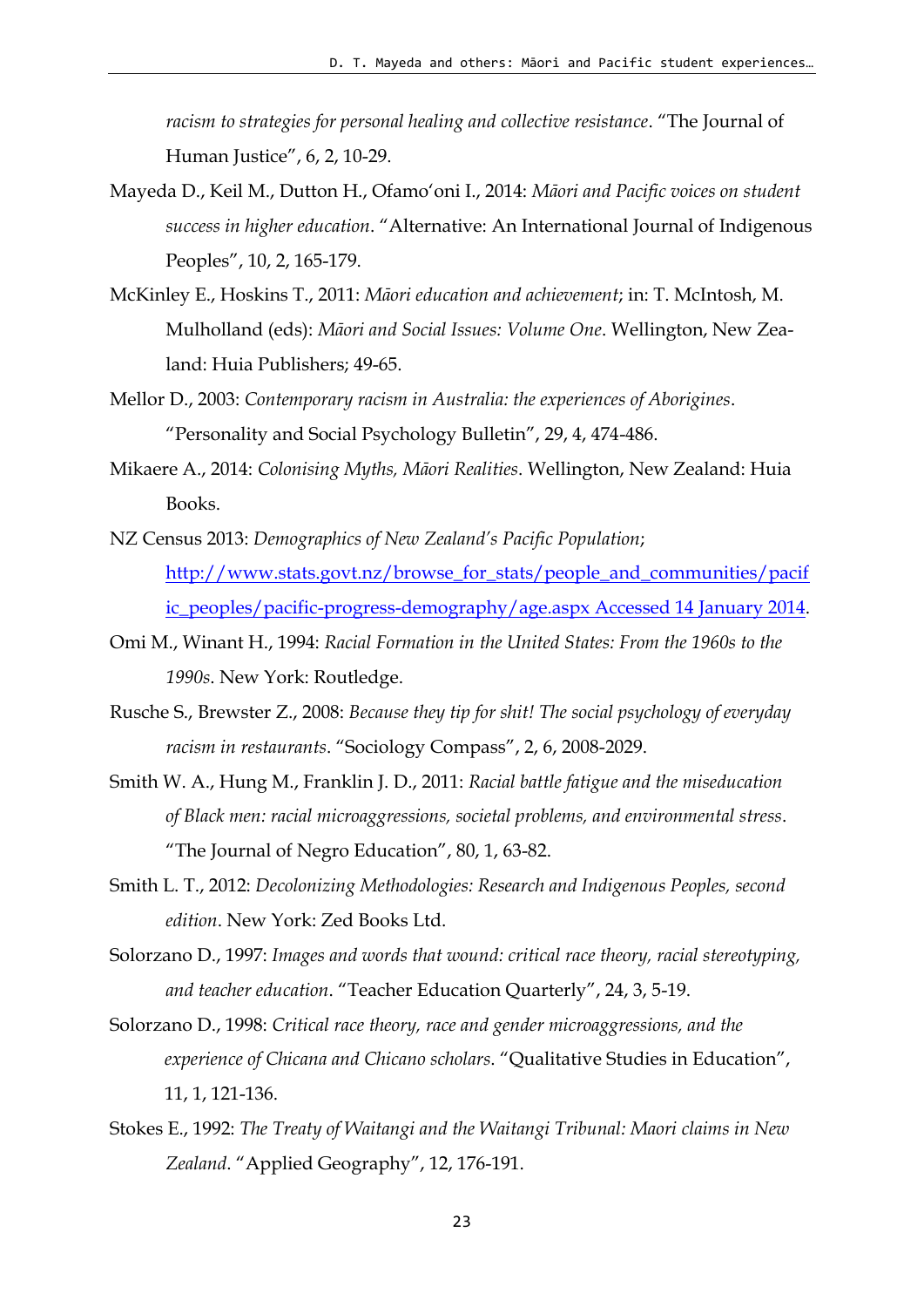*racism to strategies for personal healing and collective resistance*. "The Journal of Human Justice", 6, 2, 10-29.

Mayeda D., Keil M., Dutton H., Ofamo'oni I., 2014: *Māori and Pacific voices on student success in higher education*. "Alternative: An International Journal of Indigenous Peoples", 10, 2, 165-179.

McKinley E., Hoskins T., 2011: *Māori education and achievement*; in: T. McIntosh, M. Mulholland (eds): *Māori and Social Issues: Volume One*. Wellington, New Zealand: Huia Publishers; 49-65.

Mellor D., 2003: *Contemporary racism in Australia: the experiences of Aborigines*. "Personality and Social Psychology Bulletin", 29, 4, 474-486.

Mikaere A., 2014: *Colonising Myths, Māori Realities*. Wellington, New Zealand: Huia Books.

NZ Census 2013: *Demographics of New Zealand's Pacific Population*; http://www.stats.govt.nz/browse_for_stats/people_and_communities/pacific_peoples/pacific-progress-demography/age.aspx Accessed 14 January 2014.

Omi M., Winant H., 1994: *Racial Formation in the United States: From the 1960s to the 1990s*. New York: Routledge.

Rusche S., Brewster Z., 2008: *Because they tip for shit! The social psychology of everyday racism in restaurants*. "Sociology Compass", 2, 6, 2008-2029.

Smith W. A., Hung M., Franklin J. D., 2011: *Racial battle fatigue and the miseducation of Black men: racial microaggressions, societal problems, and environmental stress*. "The Journal of Negro Education", 80, 1, 63-82.

Smith L. T., 2012: *Decolonizing Methodologies: Research and Indigenous Peoples, second edition*. New York: Zed Books Ltd.

Solorzano D., 1997: *Images and words that wound: critical race theory, racial stereotyping, and teacher education*. "Teacher Education Quarterly", 24, 3, 5-19.

Solorzano D., 1998: *Critical race theory, race and gender microaggressions, and the experience of Chicana and Chicano scholars*. "Qualitative Studies in Education", 11, 1, 121-136.

Stokes E., 1992: *The Treaty of Waitangi and the Waitangi Tribunal: Maori claims in New Zealand*. "Applied Geography", 12, 176-191.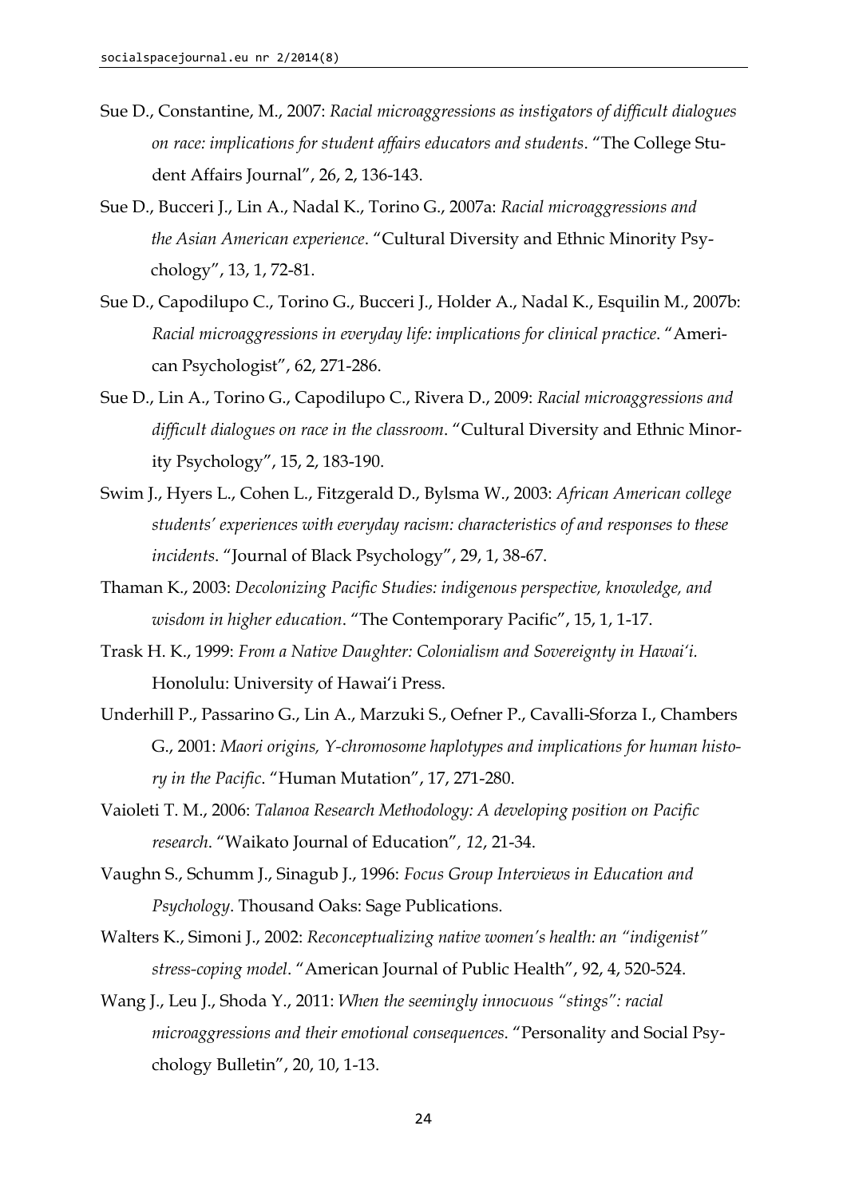Sue D., Constantine, M., 2007: *Racial microaggressions as instigators of difficult dialogues on race: implications for student affairs educators and students*. "The College Student Affairs Journal", 26, 2, 136-143.

Sue D., Bucceri J., Lin A., Nadal K., Torino G., 2007a: *Racial microaggressions and the Asian American experience*. "Cultural Diversity and Ethnic Minority Psychology", 13, 1, 72-81.

Sue D., Capodilupo C., Torino G., Bucceri J., Holder A., Nadal K., Esquilin M., 2007b: *Racial microaggressions in everyday life: implications for clinical practice*. "American Psychologist", 62, 271-286.

Sue D., Lin A., Torino G., Capodilupo C., Rivera D., 2009: *Racial microaggressions and difficult dialogues on race in the classroom*. "Cultural Diversity and Ethnic Minority Psychology", 15, 2, 183-190.

Swim J., Hyers L., Cohen L., Fitzgerald D., Bylsma W., 2003: *African American college students' experiences with everyday racism: characteristics of and responses to these incidents*. "Journal of Black Psychology", 29, 1, 38-67.

Thaman K., 2003: *Decolonizing Pacific Studies: indigenous perspective, knowledge, and wisdom in higher education*. "The Contemporary Pacific", 15, 1, 1-17.

Trask H. K., 1999: *From a Native Daughter: Colonialism and Sovereignty in Hawai'i.* Honolulu: University of Hawai'i Press.

Underhill P., Passarino G., Lin A., Marzuki S., Oefner P., Cavalli-Sforza I., Chambers G., 2001: *Maori origins, Y-chromosome haplotypes and implications for human history in the Pacific*. "Human Mutation", 17, 271-280.

Vaioleti T. M., 2006: *Talanoa Research Methodology: A developing position on Pacific research*. "Waikato Journal of Education"*, 12*, 21-34.

Vaughn S., Schumm J., Sinagub J., 1996: *Focus Group Interviews in Education and Psychology*. Thousand Oaks: Sage Publications.

Walters K., Simoni J., 2002: *Reconceptualizing native women's health: an "indigenist" stress-coping model*. "American Journal of Public Health", 92, 4, 520-524.

Wang J., Leu J., Shoda Y., 2011: *When the seemingly innocuous "stings": racial microaggressions and their emotional consequences*. "Personality and Social Psychology Bulletin", 20, 10, 1-13.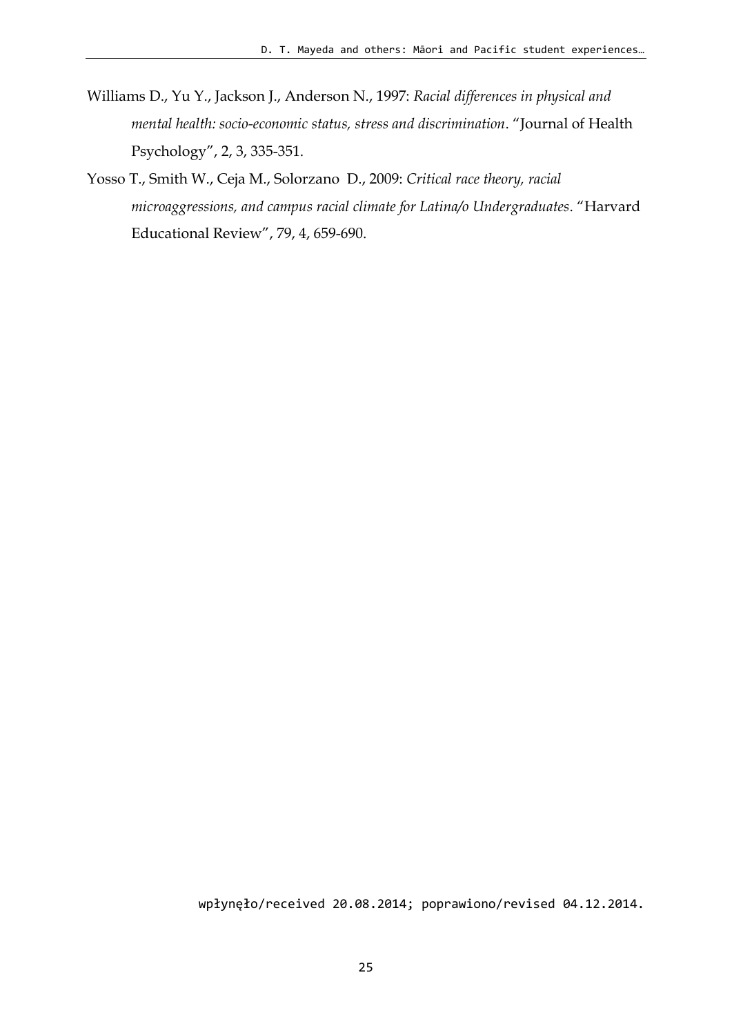Williams D., Yu Y., Jackson J., Anderson N., 1997: *Racial differences in physical and mental health: socio-economic status, stress and discrimination*. "Journal of Health Psychology", 2, 3, 335-351.

Yosso T., Smith W., Ceja M., Solorzano D., 2009: *Critical race theory, racial microaggressions, and campus racial climate for Latina/o Undergraduates*. "Harvard Educational Review", 79, 4, 659-690.

wpłynęło/received 20.08.2014; poprawiono/revised 04.12.2014.